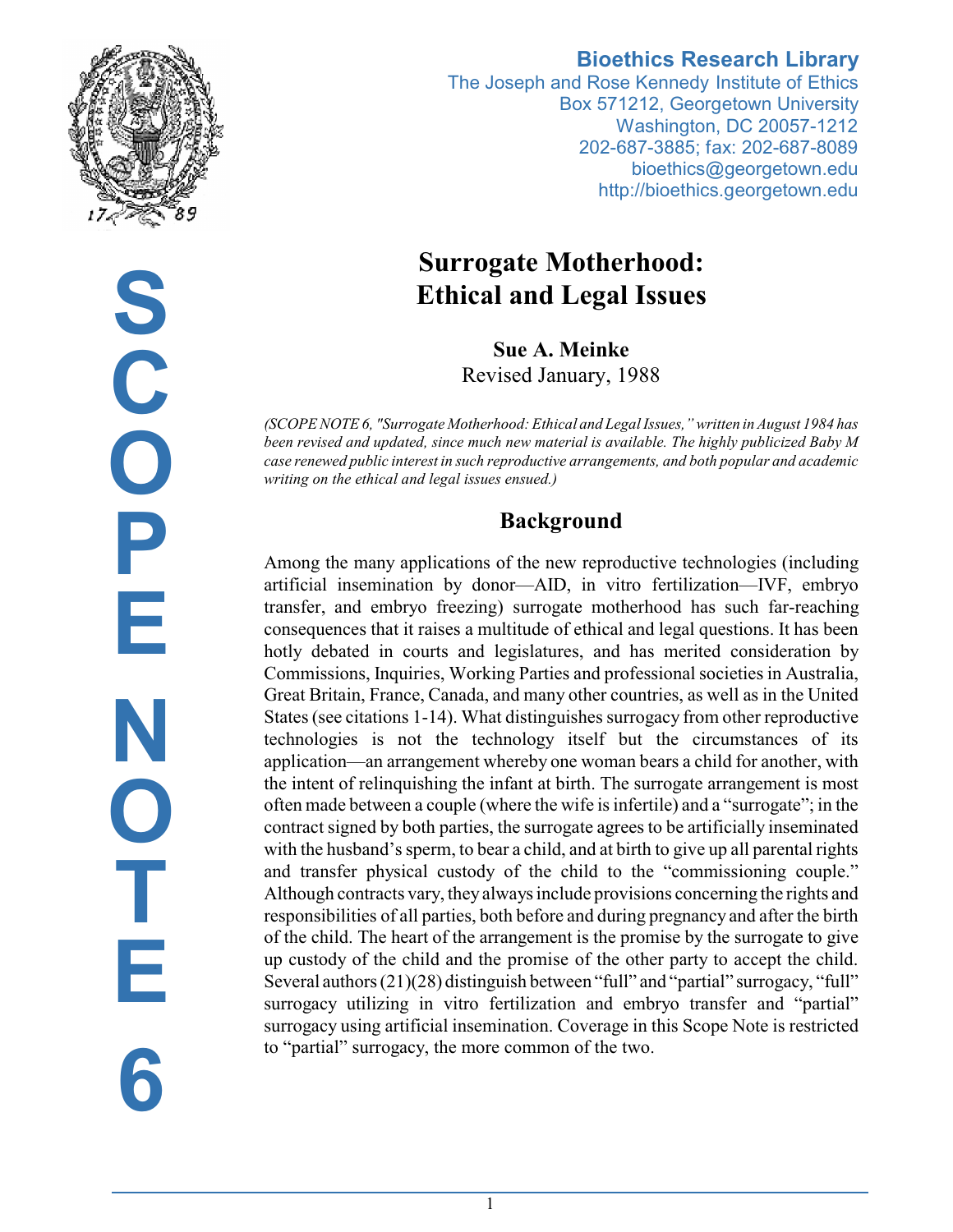**Bioethics Research Library**
The Joseph and Rose Kennedy Institute of Ethics
Box 571212, Georgetown University
Washington, DC 20057-1212
202-687-3885; fax: 202-687-8089
bioethics@georgetown.edu
http://bioethics.georgetown.edu

SCOPE NOTE 6

# Surrogate Motherhood: Ethical and Legal Issues

**Sue A. Meinke**
Revised January, 1988

*(SCOPE NOTE 6, "Surrogate Motherhood: Ethical and Legal Issues," written in August 1984 has been revised and updated, since much new material is available. The highly publicized Baby M case renewed public interest in such reproductive arrangements, and both popular and academic writing on the ethical and legal issues ensued.)*

## Background

Among the many applications of the new reproductive technologies (including artificial insemination by donor—AID, in vitro fertilization—IVF, embryo transfer, and embryo freezing) surrogate motherhood has such far-reaching consequences that it raises a multitude of ethical and legal questions. It has been hotly debated in courts and legislatures, and has merited consideration by Commissions, Inquiries, Working Parties and professional societies in Australia, Great Britain, France, Canada, and many other countries, as well as in the United States (see citations 1-14). What distinguishes surrogacy from other reproductive technologies is not the technology itself but the circumstances of its application—an arrangement whereby one woman bears a child for another, with the intent of relinquishing the infant at birth. The surrogate arrangement is most often made between a couple (where the wife is infertile) and a "surrogate"; in the contract signed by both parties, the surrogate agrees to be artificially inseminated with the husband's sperm, to bear a child, and at birth to give up all parental rights and transfer physical custody of the child to the "commissioning couple." Although contracts vary, they always include provisions concerning the rights and responsibilities of all parties, both before and during pregnancy and after the birth of the child. The heart of the arrangement is the promise by the surrogate to give up custody of the child and the promise of the other party to accept the child. Several authors (21)(28) distinguish between "full" and "partial" surrogacy, "full" surrogacy utilizing in vitro fertilization and embryo transfer and "partial" surrogacy using artificial insemination. Coverage in this Scope Note is restricted to "partial" surrogacy, the more common of the two.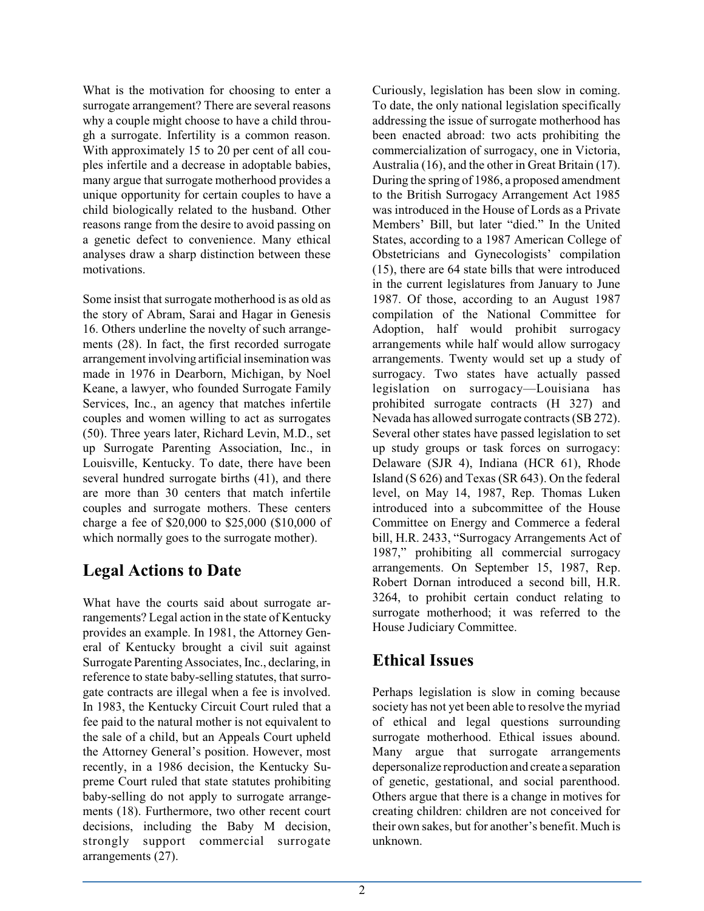What is the motivation for choosing to enter a surrogate arrangement? There are several reasons why a couple might choose to have a child through a surrogate. Infertility is a common reason. With approximately 15 to 20 per cent of all couples infertile and a decrease in adoptable babies, many argue that surrogate motherhood provides a unique opportunity for certain couples to have a child biologically related to the husband. Other reasons range from the desire to avoid passing on a genetic defect to convenience. Many ethical analyses draw a sharp distinction between these motivations.

Some insist that surrogate motherhood is as old as the story of Abram, Sarai and Hagar in Genesis 16. Others underline the novelty of such arrangements (28). In fact, the first recorded surrogate arrangement involving artificial insemination was made in 1976 in Dearborn, Michigan, by Noel Keane, a lawyer, who founded Surrogate Family Services, Inc., an agency that matches infertile couples and women willing to act as surrogates (50). Three years later, Richard Levin, M.D., set up Surrogate Parenting Association, Inc., in Louisville, Kentucky. To date, there have been several hundred surrogate births (41), and there are more than 30 centers that match infertile couples and surrogate mothers. These centers charge a fee of $20,000 to $25,000 ($10,000 of which normally goes to the surrogate mother).

## Legal Actions to Date

What have the courts said about surrogate arrangements? Legal action in the state of Kentucky provides an example. In 1981, the Attorney General of Kentucky brought a civil suit against Surrogate Parenting Associates, Inc., declaring, in reference to state baby-selling statutes, that surrogate contracts are illegal when a fee is involved. In 1983, the Kentucky Circuit Court ruled that a fee paid to the natural mother is not equivalent to the sale of a child, but an Appeals Court upheld the Attorney General's position. However, most recently, in a 1986 decision, the Kentucky Supreme Court ruled that state statutes prohibiting baby-selling do not apply to surrogate arrangements (18). Furthermore, two other recent court decisions, including the Baby M decision, strongly support commercial surrogate arrangements (27).

Curiously, legislation has been slow in coming. To date, the only national legislation specifically addressing the issue of surrogate motherhood has been enacted abroad: two acts prohibiting the commercialization of surrogacy, one in Victoria, Australia (16), and the other in Great Britain (17). During the spring of 1986, a proposed amendment to the British Surrogacy Arrangement Act 1985 was introduced in the House of Lords as a Private Members' Bill, but later "died." In the United States, according to a 1987 American College of Obstetricians and Gynecologists' compilation (15), there are 64 state bills that were introduced in the current legislatures from January to June 1987. Of those, according to an August 1987 compilation of the National Committee for Adoption, half would prohibit surrogacy arrangements while half would allow surrogacy arrangements. Twenty would set up a study of surrogacy. Two states have actually passed legislation on surrogacy—Louisiana has prohibited surrogate contracts (H 327) and Nevada has allowed surrogate contracts (SB 272). Several other states have passed legislation to set up study groups or task forces on surrogacy: Delaware (SJR 4), Indiana (HCR 61), Rhode Island (S 626) and Texas (SR 643). On the federal level, on May 14, 1987, Rep. Thomas Luken introduced into a subcommittee of the House Committee on Energy and Commerce a federal bill, H.R. 2433, "Surrogacy Arrangements Act of 1987," prohibiting all commercial surrogacy arrangements. On September 15, 1987, Rep. Robert Dornan introduced a second bill, H.R. 3264, to prohibit certain conduct relating to surrogate motherhood; it was referred to the House Judiciary Committee.

## Ethical Issues

Perhaps legislation is slow in coming because society has not yet been able to resolve the myriad of ethical and legal questions surrounding surrogate motherhood. Ethical issues abound. Many argue that surrogate arrangements depersonalize reproduction and create a separation of genetic, gestational, and social parenthood. Others argue that there is a change in motives for creating children: children are not conceived for their own sakes, but for another's benefit. Much is unknown.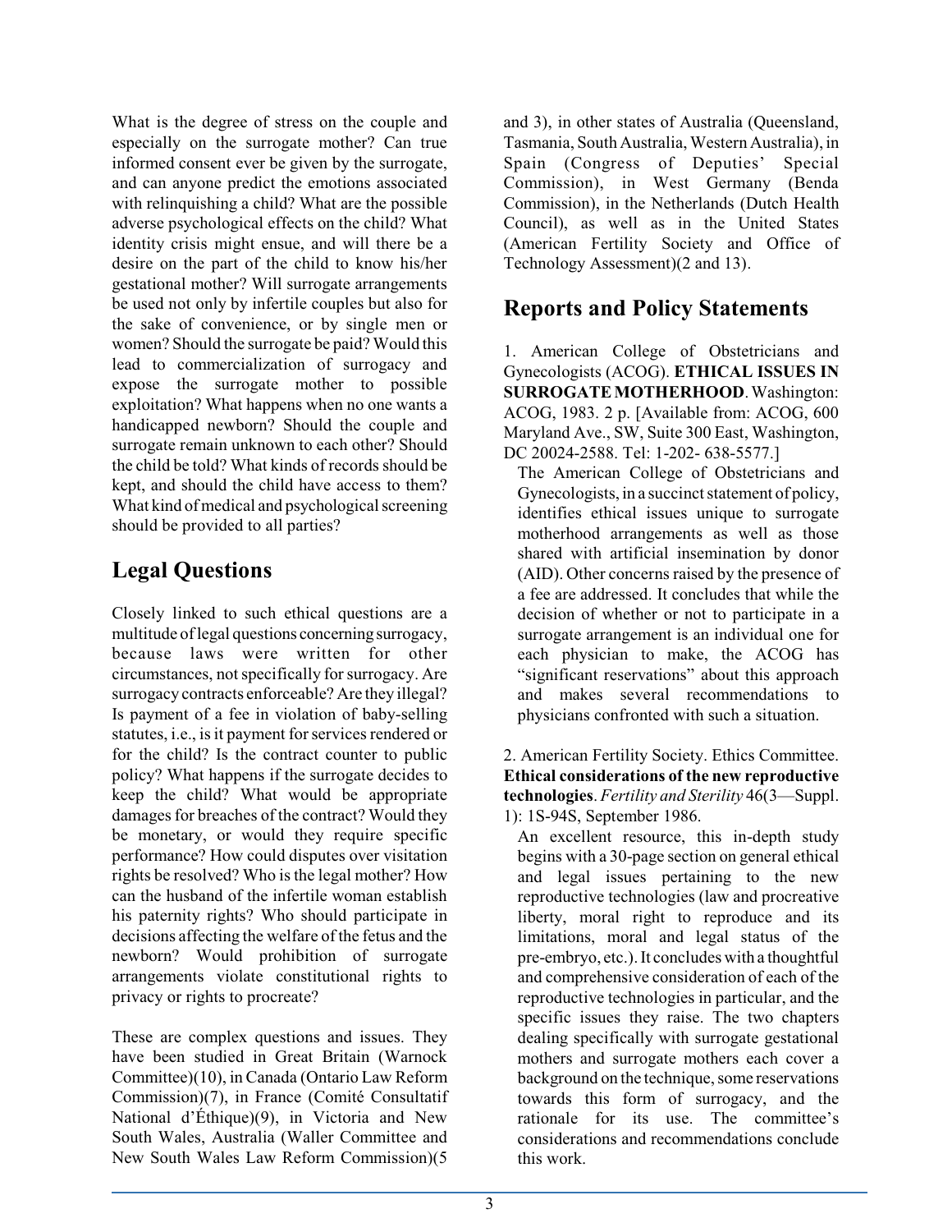What is the degree of stress on the couple and especially on the surrogate mother? Can true informed consent ever be given by the surrogate, and can anyone predict the emotions associated with relinquishing a child? What are the possible adverse psychological effects on the child? What identity crisis might ensue, and will there be a desire on the part of the child to know his/her gestational mother? Will surrogate arrangements be used not only by infertile couples but also for the sake of convenience, or by single men or women? Should the surrogate be paid? Would this lead to commercialization of surrogacy and expose the surrogate mother to possible exploitation? What happens when no one wants a handicapped newborn? Should the couple and surrogate remain unknown to each other? Should the child be told? What kinds of records should be kept, and should the child have access to them? What kind of medical and psychological screening should be provided to all parties?

## Legal Questions

Closely linked to such ethical questions are a multitude of legal questions concerning surrogacy, because laws were written for other circumstances, not specifically for surrogacy. Are surrogacy contracts enforceable? Are they illegal? Is payment of a fee in violation of baby-selling statutes, i.e., is it payment for services rendered or for the child? Is the contract counter to public policy? What happens if the surrogate decides to keep the child? What would be appropriate damages for breaches of the contract? Would they be monetary, or would they require specific performance? How could disputes over visitation rights be resolved? Who is the legal mother? How can the husband of the infertile woman establish his paternity rights? Who should participate in decisions affecting the welfare of the fetus and the newborn? Would prohibition of surrogate arrangements violate constitutional rights to privacy or rights to procreate?

These are complex questions and issues. They have been studied in Great Britain (Warnock Committee)(10), in Canada (Ontario Law Reform Commission)(7), in France (Comité Consultatif National d'Éthique)(9), in Victoria and New South Wales, Australia (Waller Committee and New South Wales Law Reform Commission)(5 and 3), in other states of Australia (Queensland, Tasmania, South Australia, Western Australia), in Spain (Congress of Deputies' Special Commission), in West Germany (Benda Commission), in the Netherlands (Dutch Health Council), as well as in the United States (American Fertility Society and Office of Technology Assessment)(2 and 13).

## Reports and Policy Statements

1. American College of Obstetricians and Gynecologists (ACOG). **ETHICAL ISSUES IN SURROGATE MOTHERHOOD**. Washington: ACOG, 1983. 2 p. [Available from: ACOG, 600 Maryland Ave., SW, Suite 300 East, Washington, DC 20024-2588. Tel: 1-202- 638-5577.]

The American College of Obstetricians and Gynecologists, in a succinct statement of policy, identifies ethical issues unique to surrogate motherhood arrangements as well as those shared with artificial insemination by donor (AID). Other concerns raised by the presence of a fee are addressed. It concludes that while the decision of whether or not to participate in a surrogate arrangement is an individual one for each physician to make, the ACOG has "significant reservations" about this approach and makes several recommendations to physicians confronted with such a situation.

2. American Fertility Society. Ethics Committee. **Ethical considerations of the new reproductive technologies**. *Fertility and Sterility* 46(3—Suppl. 1): 1S-94S, September 1986.

An excellent resource, this in-depth study begins with a 30-page section on general ethical and legal issues pertaining to the new reproductive technologies (law and procreative liberty, moral right to reproduce and its limitations, moral and legal status of the pre-embryo, etc.). It concludes with a thoughtful and comprehensive consideration of each of the reproductive technologies in particular, and the specific issues they raise. The two chapters dealing specifically with surrogate gestational mothers and surrogate mothers each cover a background on the technique, some reservations towards this form of surrogacy, and the rationale for its use. The committee's considerations and recommendations conclude this work.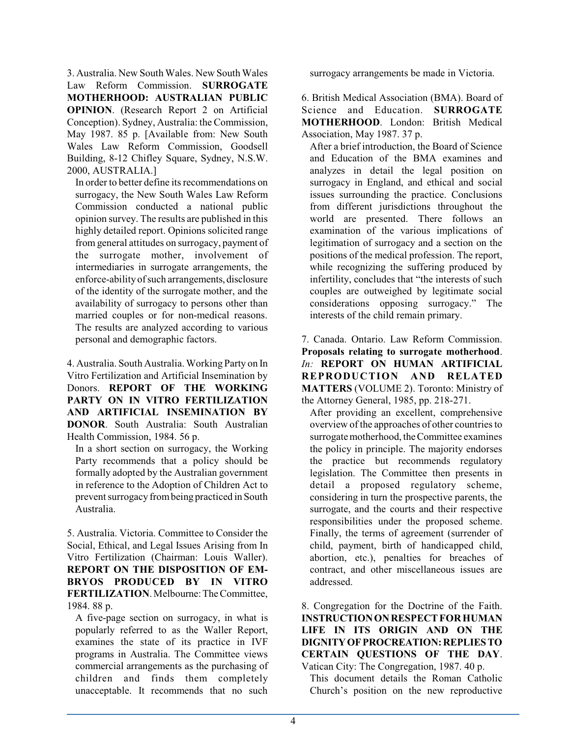3. Australia. New South Wales. New South Wales Law Reform Commission. **SURROGATE MOTHERHOOD: AUSTRALIAN PUBLIC OPINION**. (Research Report 2 on Artificial Conception). Sydney, Australia: the Commission, May 1987. 85 p. [Available from: New South Wales Law Reform Commission, Goodsell Building, 8-12 Chifley Square, Sydney, N.S.W. 2000, AUSTRALIA.]

In order to better define its recommendations on surrogacy, the New South Wales Law Reform Commission conducted a national public opinion survey. The results are published in this highly detailed report. Opinions solicited range from general attitudes on surrogacy, payment of the surrogate mother, involvement of intermediaries in surrogate arrangements, the enforce-ability of such arrangements, disclosure of the identity of the surrogate mother, and the availability of surrogacy to persons other than married couples or for non-medical reasons. The results are analyzed according to various personal and demographic factors.

4. Australia. South Australia. Working Party on In Vitro Fertilization and Artificial Insemination by Donors. **REPORT OF THE WORKING PARTY ON IN VITRO FERTILIZATION AND ARTIFICIAL INSEMINATION BY DONOR**. South Australia: South Australian Health Commission, 1984. 56 p.

In a short section on surrogacy, the Working Party recommends that a policy should be formally adopted by the Australian government in reference to the Adoption of Children Act to prevent surrogacy from being practiced in South Australia.

5. Australia. Victoria. Committee to Consider the Social, Ethical, and Legal Issues Arising from In Vitro Fertilization (Chairman: Louis Waller). **REPORT ON THE DISPOSITION OF EMBRYOS PRODUCED BY IN VITRO FERTILIZATION**. Melbourne: The Committee, 1984. 88 p.

A five-page section on surrogacy, in what is popularly referred to as the Waller Report, examines the state of its practice in IVF programs in Australia. The Committee views commercial arrangements as the purchasing of children and finds them completely unacceptable. It recommends that no such surrogacy arrangements be made in Victoria.

6. British Medical Association (BMA). Board of Science and Education. **SURROGATE MOTHERHOOD**. London: British Medical Association, May 1987. 37 p.

After a brief introduction, the Board of Science and Education of the BMA examines and analyzes in detail the legal position on surrogacy in England, and ethical and social issues surrounding the practice. Conclusions from different jurisdictions throughout the world are presented. There follows an examination of the various implications of legitimation of surrogacy and a section on the positions of the medical profession. The report, while recognizing the suffering produced by infertility, concludes that "the interests of such couples are outweighed by legitimate social considerations opposing surrogacy." The interests of the child remain primary.

7. Canada. Ontario. Law Reform Commission. **Proposals relating to surrogate motherhood**. *In:* **REPORT ON HUMAN ARTIFICIAL REPRODUCTION AND RELATED MATTERS** (VOLUME 2). Toronto: Ministry of the Attorney General, 1985, pp. 218-271.

After providing an excellent, comprehensive overview of the approaches of other countries to surrogate motherhood, the Committee examines the policy in principle. The majority endorses the practice but recommends regulatory legislation. The Committee then presents in detail a proposed regulatory scheme, considering in turn the prospective parents, the surrogate, and the courts and their respective responsibilities under the proposed scheme. Finally, the terms of agreement (surrender of child, payment, birth of handicapped child, abortion, etc.), penalties for breaches of contract, and other miscellaneous issues are addressed.

8. Congregation for the Doctrine of the Faith. **INSTRUCTION ON RESPECT FOR HUMAN LIFE IN ITS ORIGIN AND ON THE DIGNITY OF PROCREATION: REPLIES TO CERTAIN QUESTIONS OF THE DAY**. Vatican City: The Congregation, 1987. 40 p.

This document details the Roman Catholic Church's position on the new reproductive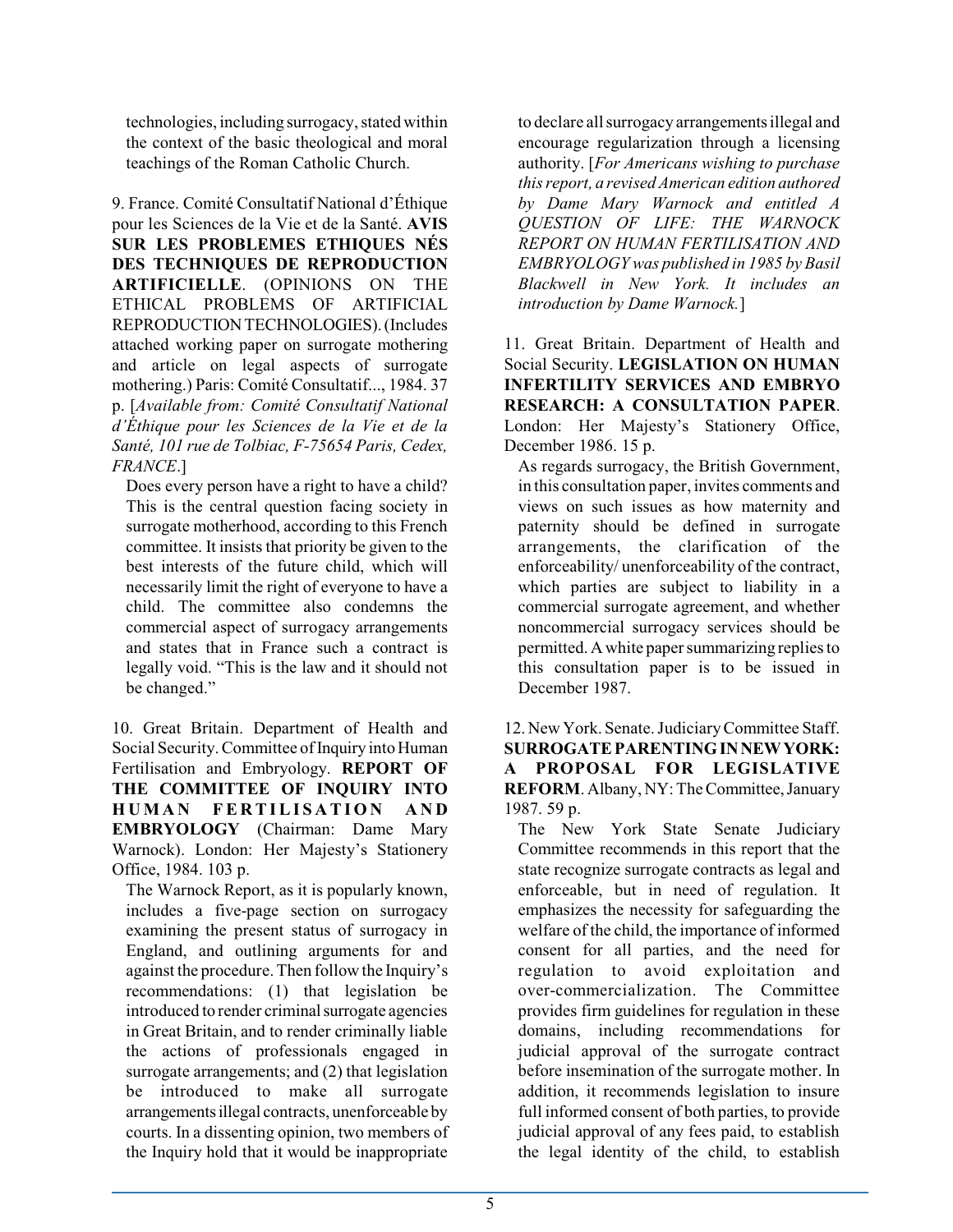technologies, including surrogacy, stated within the context of the basic theological and moral teachings of the Roman Catholic Church.

9. France. Comité Consultatif National d'Éthique pour les Sciences de la Vie et de la Santé. **AVIS SUR LES PROBLEMES ETHIQUES NÉS DES TECHNIQUES DE REPRODUCTION ARTIFICIELLE**. (OPINIONS ON THE ETHICAL PROBLEMS OF ARTIFICIAL REPRODUCTION TECHNOLOGIES). (Includes attached working paper on surrogate mothering and article on legal aspects of surrogate mothering.) Paris: Comité Consultatif..., 1984. 37 p. [*Available from: Comité Consultatif National d'Éthique pour les Sciences de la Vie et de la Santé, 101 rue de Tolbiac, F-75654 Paris, Cedex, FRANCE*.]

Does every person have a right to have a child? This is the central question facing society in surrogate motherhood, according to this French committee. It insists that priority be given to the best interests of the future child, which will necessarily limit the right of everyone to have a child. The committee also condemns the commercial aspect of surrogacy arrangements and states that in France such a contract is legally void. "This is the law and it should not be changed."

10. Great Britain. Department of Health and Social Security. Committee of Inquiry into Human Fertilisation and Embryology. **REPORT OF THE COMMITTEE OF INQUIRY INTO HUMAN FERTILISATION AND EMBRYOLOGY** (Chairman: Dame Mary Warnock). London: Her Majesty's Stationery Office, 1984. 103 p.

The Warnock Report, as it is popularly known, includes a five-page section on surrogacy examining the present status of surrogacy in England, and outlining arguments for and against the procedure. Then follow the Inquiry's recommendations: (1) that legislation be introduced to render criminal surrogate agencies in Great Britain, and to render criminally liable the actions of professionals engaged in surrogate arrangements; and (2) that legislation be introduced to make all surrogate arrangements illegal contracts, unenforceable by courts. In a dissenting opinion, two members of the Inquiry hold that it would be inappropriate to declare all surrogacy arrangements illegal and encourage regularization through a licensing authority. [*For Americans wishing to purchase this report, a revised American edition authored by Dame Mary Warnock and entitled A QUESTION OF LIFE: THE WARNOCK REPORT ON HUMAN FERTILISATION AND EMBRYOLOGY was published in 1985 by Basil Blackwell in New York. It includes an introduction by Dame Warnock.*]

11. Great Britain. Department of Health and Social Security. **LEGISLATION ON HUMAN INFERTILITY SERVICES AND EMBRYO RESEARCH: A CONSULTATION PAPER**. London: Her Majesty's Stationery Office, December 1986. 15 p.

As regards surrogacy, the British Government, in this consultation paper, invites comments and views on such issues as how maternity and paternity should be defined in surrogate arrangements, the clarification of the enforceability/ unenforceability of the contract, which parties are subject to liability in a commercial surrogate agreement, and whether noncommercial surrogacy services should be permitted. A white paper summarizing replies to this consultation paper is to be issued in December 1987.

12. New York. Senate. Judiciary Committee Staff. **SURROGATE PARENTING IN NEW YORK: A PROPOSAL FOR LEGISLATIVE REFORM**. Albany, NY: The Committee, January 1987. 59 p.

The New York State Senate Judiciary Committee recommends in this report that the state recognize surrogate contracts as legal and enforceable, but in need of regulation. It emphasizes the necessity for safeguarding the welfare of the child, the importance of informed consent for all parties, and the need for regulation to avoid exploitation and over-commercialization. The Committee provides firm guidelines for regulation in these domains, including recommendations for judicial approval of the surrogate contract before insemination of the surrogate mother. In addition, it recommends legislation to insure full informed consent of both parties, to provide judicial approval of any fees paid, to establish the legal identity of the child, to establish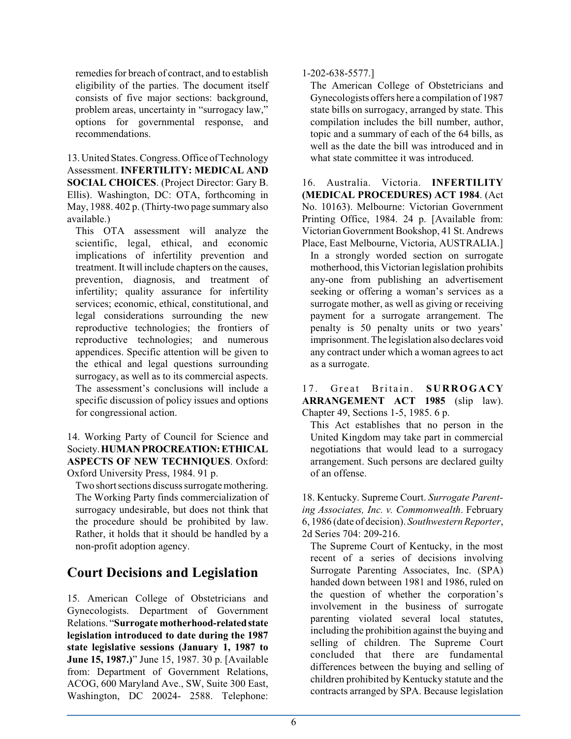remedies for breach of contract, and to establish eligibility of the parties. The document itself consists of five major sections: background, problem areas, uncertainty in "surrogacy law," options for governmental response, and recommendations.

13. United States. Congress. Office of Technology Assessment. **INFERTILITY: MEDICAL AND SOCIAL CHOICES**. (Project Director: Gary B. Ellis). Washington, DC: OTA, forthcoming in May, 1988. 402 p. (Thirty-two page summary also available.)

This OTA assessment will analyze the scientific, legal, ethical, and economic implications of infertility prevention and treatment. It will include chapters on the causes, prevention, diagnosis, and treatment of infertility; quality assurance for infertility services; economic, ethical, constitutional, and legal considerations surrounding the new reproductive technologies; the frontiers of reproductive technologies; and numerous appendices. Specific attention will be given to the ethical and legal questions surrounding surrogacy, as well as to its commercial aspects. The assessment's conclusions will include a specific discussion of policy issues and options for congressional action.

14. Working Party of Council for Science and Society. **HUMAN PROCREATION: ETHICAL ASPECTS OF NEW TECHNIQUES**. Oxford: Oxford University Press, 1984. 91 p.

Two short sections discuss surrogate mothering. The Working Party finds commercialization of surrogacy undesirable, but does not think that the procedure should be prohibited by law. Rather, it holds that it should be handled by a non-profit adoption agency.

## Court Decisions and Legislation

15. American College of Obstetricians and Gynecologists. Department of Government Relations. "**Surrogate motherhood-related state legislation introduced to date during the 1987 state legislative sessions (January 1, 1987 to June 15, 1987.)**" June 15, 1987. 30 p. [Available from: Department of Government Relations, ACOG, 600 Maryland Ave., SW, Suite 300 East, Washington, DC 20024- 2588. Telephone: 1-202-638-5577.]

The American College of Obstetricians and Gynecologists offers here a compilation of 1987 state bills on surrogacy, arranged by state. This compilation includes the bill number, author, topic and a summary of each of the 64 bills, as well as the date the bill was introduced and in what state committee it was introduced.

16. Australia. Victoria. **INFERTILITY (MEDICAL PROCEDURES) ACT 1984**. (Act No. 10163). Melbourne: Victorian Government Printing Office, 1984. 24 p. [Available from: Victorian Government Bookshop, 41 St. Andrews Place, East Melbourne, Victoria, AUSTRALIA.]

In a strongly worded section on surrogate motherhood, this Victorian legislation prohibits any-one from publishing an advertisement seeking or offering a woman's services as a surrogate mother, as well as giving or receiving payment for a surrogate arrangement. The penalty is 50 penalty units or two years' imprisonment. The legislation also declares void any contract under which a woman agrees to act as a surrogate.

17. Great Britain. **SURROGACY ARRANGEMENT ACT 1985** (slip law). Chapter 49, Sections 1-5, 1985. 6 p.

This Act establishes that no person in the United Kingdom may take part in commercial negotiations that would lead to a surrogacy arrangement. Such persons are declared guilty of an offense.

18. Kentucky. Supreme Court. *Surrogate Parenting Associates, Inc. v. Commonwealth*. February 6, 1986 (date of decision). *Southwestern Reporter*, 2d Series 704: 209-216.

The Supreme Court of Kentucky, in the most recent of a series of decisions involving Surrogate Parenting Associates, Inc. (SPA) handed down between 1981 and 1986, ruled on the question of whether the corporation's involvement in the business of surrogate parenting violated several local statutes, including the prohibition against the buying and selling of children. The Supreme Court concluded that there are fundamental differences between the buying and selling of children prohibited by Kentucky statute and the contracts arranged by SPA. Because legislation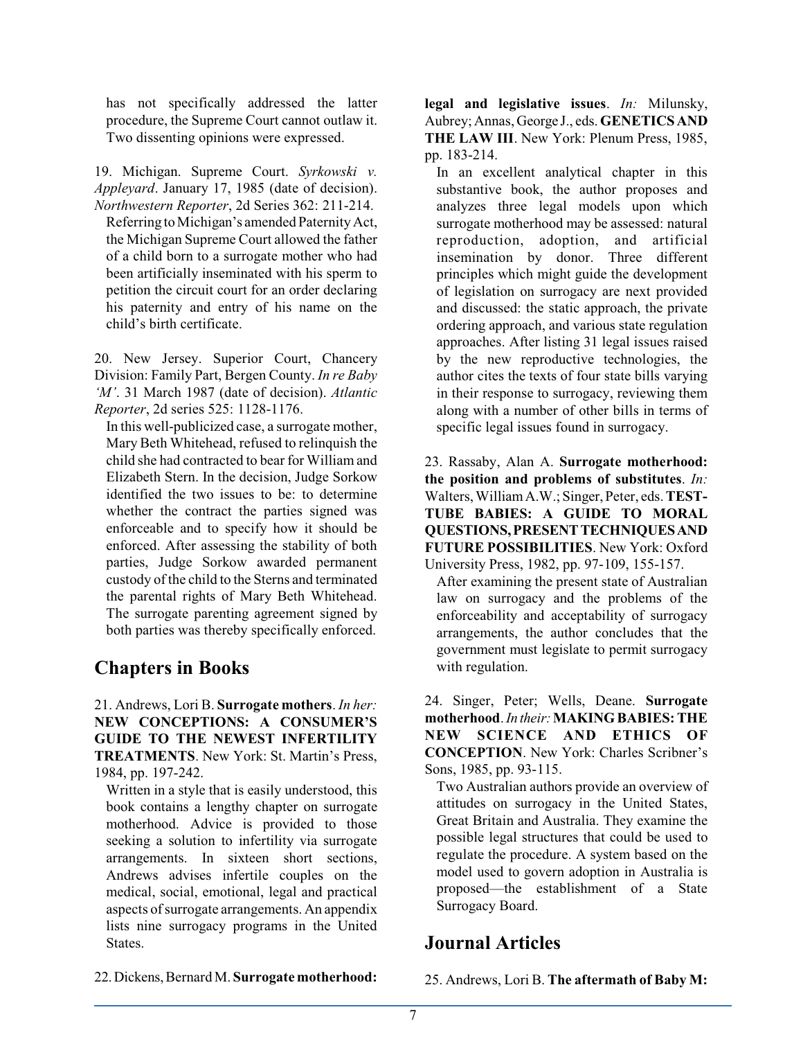has not specifically addressed the latter procedure, the Supreme Court cannot outlaw it. Two dissenting opinions were expressed.

19. Michigan. Supreme Court. *Syrkowski v. Appleyard*. January 17, 1985 (date of decision). *Northwestern Reporter*, 2d Series 362: 211-214.

Referring to Michigan's amended Paternity Act, the Michigan Supreme Court allowed the father of a child born to a surrogate mother who had been artificially inseminated with his sperm to petition the circuit court for an order declaring his paternity and entry of his name on the child's birth certificate.

20. New Jersey. Superior Court, Chancery Division: Family Part, Bergen County. *In re Baby 'M'*. 31 March 1987 (date of decision). *Atlantic Reporter*, 2d series 525: 1128-1176.

In this well-publicized case, a surrogate mother, Mary Beth Whitehead, refused to relinquish the child she had contracted to bear for William and Elizabeth Stern. In the decision, Judge Sorkow identified the two issues to be: to determine whether the contract the parties signed was enforceable and to specify how it should be enforced. After assessing the stability of both parties, Judge Sorkow awarded permanent custody of the child to the Sterns and terminated the parental rights of Mary Beth Whitehead. The surrogate parenting agreement signed by both parties was thereby specifically enforced.

## Chapters in Books

21. Andrews, Lori B. **Surrogate mothers**. *In her:* **NEW CONCEPTIONS: A CONSUMER'S GUIDE TO THE NEWEST INFERTILITY TREATMENTS**. New York: St. Martin's Press, 1984, pp. 197-242.

Written in a style that is easily understood, this book contains a lengthy chapter on surrogate motherhood. Advice is provided to those seeking a solution to infertility via surrogate arrangements. In sixteen short sections, Andrews advises infertile couples on the medical, social, emotional, legal and practical aspects of surrogate arrangements. An appendix lists nine surrogacy programs in the United States.

22. Dickens, Bernard M. **Surrogate motherhood: legal and legislative issues**. *In:* Milunsky, Aubrey; Annas, George J., eds. **GENETICS AND THE LAW III**. New York: Plenum Press, 1985, pp. 183-214.

In an excellent analytical chapter in this substantive book, the author proposes and analyzes three legal models upon which surrogate motherhood may be assessed: natural reproduction, adoption, and artificial insemination by donor. Three different principles which might guide the development of legislation on surrogacy are next provided and discussed: the static approach, the private ordering approach, and various state regulation approaches. After listing 31 legal issues raised by the new reproductive technologies, the author cites the texts of four state bills varying in their response to surrogacy, reviewing them along with a number of other bills in terms of specific legal issues found in surrogacy.

23. Rassaby, Alan A. **Surrogate motherhood: the position and problems of substitutes**. *In:* Walters, William A.W.; Singer, Peter, eds. **TEST-TUBE BABIES: A GUIDE TO MORAL QUESTIONS, PRESENT TECHNIQUES AND FUTURE POSSIBILITIES**. New York: Oxford University Press, 1982, pp. 97-109, 155-157.

After examining the present state of Australian law on surrogacy and the problems of the enforceability and acceptability of surrogacy arrangements, the author concludes that the government must legislate to permit surrogacy with regulation.

24. Singer, Peter; Wells, Deane. **Surrogate motherhood**. *In their:* **MAKING BABIES: THE NEW SCIENCE AND ETHICS OF CONCEPTION**. New York: Charles Scribner's Sons, 1985, pp. 93-115.

Two Australian authors provide an overview of attitudes on surrogacy in the United States, Great Britain and Australia. They examine the possible legal structures that could be used to regulate the procedure. A system based on the model used to govern adoption in Australia is proposed—the establishment of a State Surrogacy Board.

## Journal Articles

25. Andrews, Lori B. **The aftermath of Baby M:**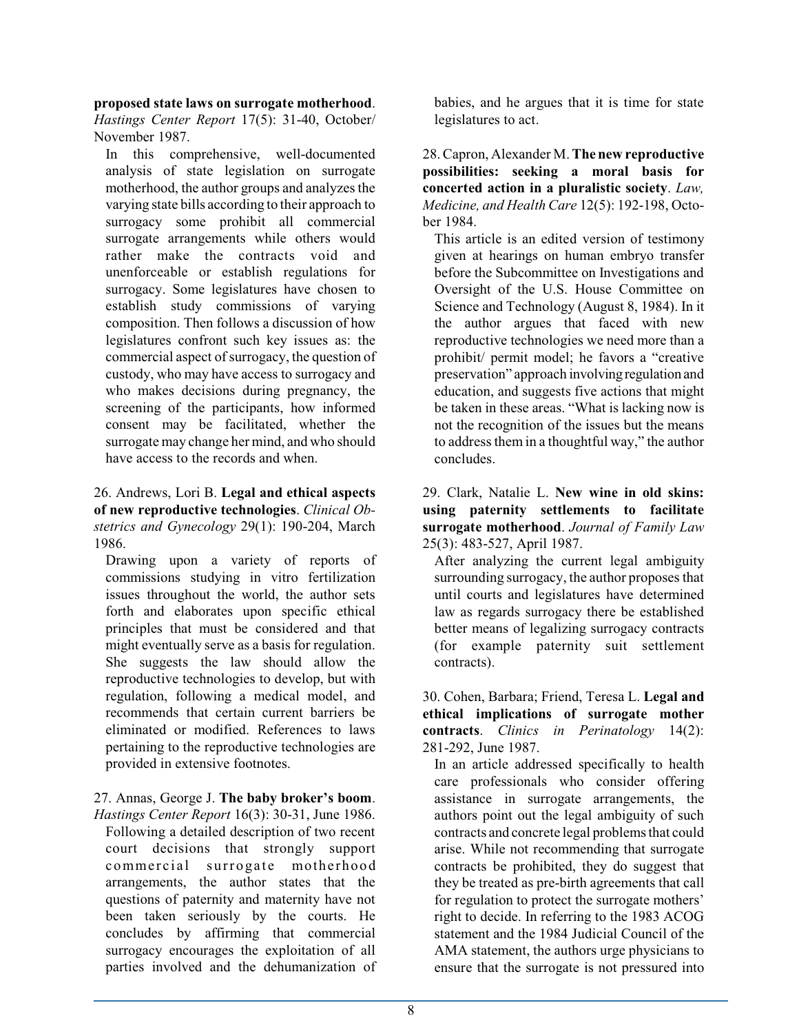**proposed state laws on surrogate motherhood**. *Hastings Center Report* 17(5): 31-40, October/ November 1987.

In this comprehensive, well-documented analysis of state legislation on surrogate motherhood, the author groups and analyzes the varying state bills according to their approach to surrogacy some prohibit all commercial surrogate arrangements while others would rather make the contracts void and unenforceable or establish regulations for surrogacy. Some legislatures have chosen to establish study commissions of varying composition. Then follows a discussion of how legislatures confront such key issues as: the commercial aspect of surrogacy, the question of custody, who may have access to surrogacy and who makes decisions during pregnancy, the screening of the participants, how informed consent may be facilitated, whether the surrogate may change her mind, and who should have access to the records and when.

26. Andrews, Lori B. **Legal and ethical aspects of new reproductive technologies**. *Clinical Obstetrics and Gynecology* 29(1): 190-204, March 1986.

Drawing upon a variety of reports of commissions studying in vitro fertilization issues throughout the world, the author sets forth and elaborates upon specific ethical principles that must be considered and that might eventually serve as a basis for regulation. She suggests the law should allow the reproductive technologies to develop, but with regulation, following a medical model, and recommends that certain current barriers be eliminated or modified. References to laws pertaining to the reproductive technologies are provided in extensive footnotes.

27. Annas, George J. **The baby broker's boom**. *Hastings Center Report* 16(3): 30-31, June 1986.

Following a detailed description of two recent court decisions that strongly support commercial surrogate motherhood arrangements, the author states that the questions of paternity and maternity have not been taken seriously by the courts. He concludes by affirming that commercial surrogacy encourages the exploitation of all parties involved and the dehumanization of babies, and he argues that it is time for state legislatures to act.

28. Capron, Alexander M. **The new reproductive possibilities: seeking a moral basis for concerted action in a pluralistic society**. *Law, Medicine, and Health Care* 12(5): 192-198, October 1984.

This article is an edited version of testimony given at hearings on human embryo transfer before the Subcommittee on Investigations and Oversight of the U.S. House Committee on Science and Technology (August 8, 1984). In it the author argues that faced with new reproductive technologies we need more than a prohibit/ permit model; he favors a "creative preservation" approach involving regulation and education, and suggests five actions that might be taken in these areas. "What is lacking now is not the recognition of the issues but the means to address them in a thoughtful way," the author concludes.

29. Clark, Natalie L. **New wine in old skins: using paternity settlements to facilitate surrogate motherhood**. *Journal of Family Law* 25(3): 483-527, April 1987.

After analyzing the current legal ambiguity surrounding surrogacy, the author proposes that until courts and legislatures have determined law as regards surrogacy there be established better means of legalizing surrogacy contracts (for example paternity suit settlement contracts).

30. Cohen, Barbara; Friend, Teresa L. **Legal and ethical implications of surrogate mother contracts**. *Clinics in Perinatology* 14(2): 281-292, June 1987.

In an article addressed specifically to health care professionals who consider offering assistance in surrogate arrangements, the authors point out the legal ambiguity of such contracts and concrete legal problems that could arise. While not recommending that surrogate contracts be prohibited, they do suggest that they be treated as pre-birth agreements that call for regulation to protect the surrogate mothers' right to decide. In referring to the 1983 ACOG statement and the 1984 Judicial Council of the AMA statement, the authors urge physicians to ensure that the surrogate is not pressured into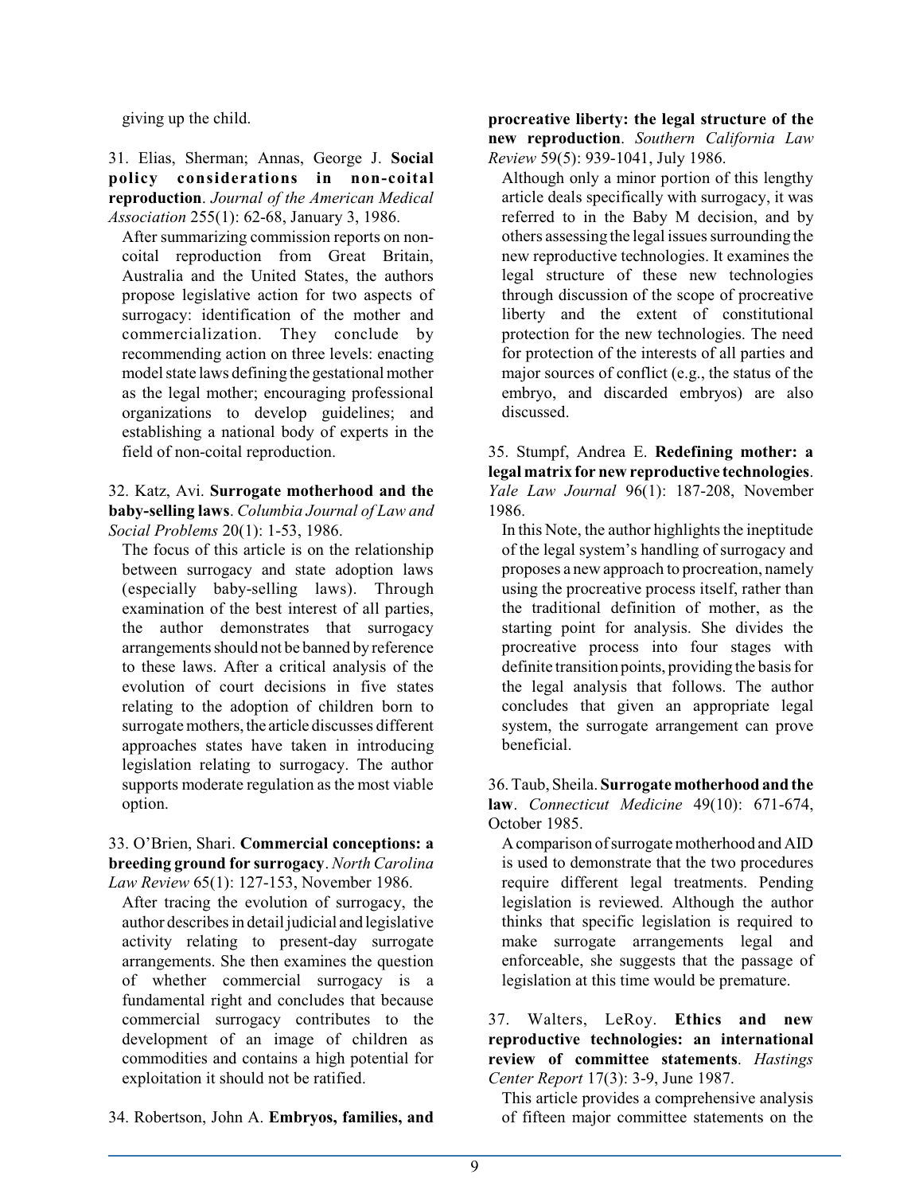giving up the child.

31. Elias, Sherman; Annas, George J. **Social policy considerations in non-coital reproduction**. *Journal of the American Medical Association* 255(1): 62-68, January 3, 1986.

After summarizing commission reports on non-coital reproduction from Great Britain, Australia and the United States, the authors propose legislative action for two aspects of surrogacy: identification of the mother and commercialization. They conclude by recommending action on three levels: enacting model state laws defining the gestational mother as the legal mother; encouraging professional organizations to develop guidelines; and establishing a national body of experts in the field of non-coital reproduction.

32. Katz, Avi. **Surrogate motherhood and the baby-selling laws**. *Columbia Journal of Law and Social Problems* 20(1): 1-53, 1986.

The focus of this article is on the relationship between surrogacy and state adoption laws (especially baby-selling laws). Through examination of the best interest of all parties, the author demonstrates that surrogacy arrangements should not be banned by reference to these laws. After a critical analysis of the evolution of court decisions in five states relating to the adoption of children born to surrogate mothers, the article discusses different approaches states have taken in introducing legislation relating to surrogacy. The author supports moderate regulation as the most viable option.

33. O'Brien, Shari. **Commercial conceptions: a breeding ground for surrogacy**. *North Carolina Law Review* 65(1): 127-153, November 1986.

After tracing the evolution of surrogacy, the author describes in detail judicial and legislative activity relating to present-day surrogate arrangements. She then examines the question of whether commercial surrogacy is a fundamental right and concludes that because commercial surrogacy contributes to the development of an image of children as commodities and contains a high potential for exploitation it should not be ratified.

34. Robertson, John A. **Embryos, families, and procreative liberty: the legal structure of the new reproduction**. *Southern California Law Review* 59(5): 939-1041, July 1986.

Although only a minor portion of this lengthy article deals specifically with surrogacy, it was referred to in the Baby M decision, and by others assessing the legal issues surrounding the new reproductive technologies. It examines the legal structure of these new technologies through discussion of the scope of procreative liberty and the extent of constitutional protection for the new technologies. The need for protection of the interests of all parties and major sources of conflict (e.g., the status of the embryo, and discarded embryos) are also discussed.

35. Stumpf, Andrea E. **Redefining mother: a legal matrix for new reproductive technologies**. *Yale Law Journal* 96(1): 187-208, November 1986.

In this Note, the author highlights the ineptitude of the legal system's handling of surrogacy and proposes a new approach to procreation, namely using the procreative process itself, rather than the traditional definition of mother, as the starting point for analysis. She divides the procreative process into four stages with definite transition points, providing the basis for the legal analysis that follows. The author concludes that given an appropriate legal system, the surrogate arrangement can prove beneficial.

36. Taub, Sheila. **Surrogate motherhood and the law**. *Connecticut Medicine* 49(10): 671-674, October 1985.

A comparison of surrogate motherhood and AID is used to demonstrate that the two procedures require different legal treatments. Pending legislation is reviewed. Although the author thinks that specific legislation is required to make surrogate arrangements legal and enforceable, she suggests that the passage of legislation at this time would be premature.

37. Walters, LeRoy. **Ethics and new reproductive technologies: an international review of committee statements**. *Hastings Center Report* 17(3): 3-9, June 1987.

This article provides a comprehensive analysis of fifteen major committee statements on the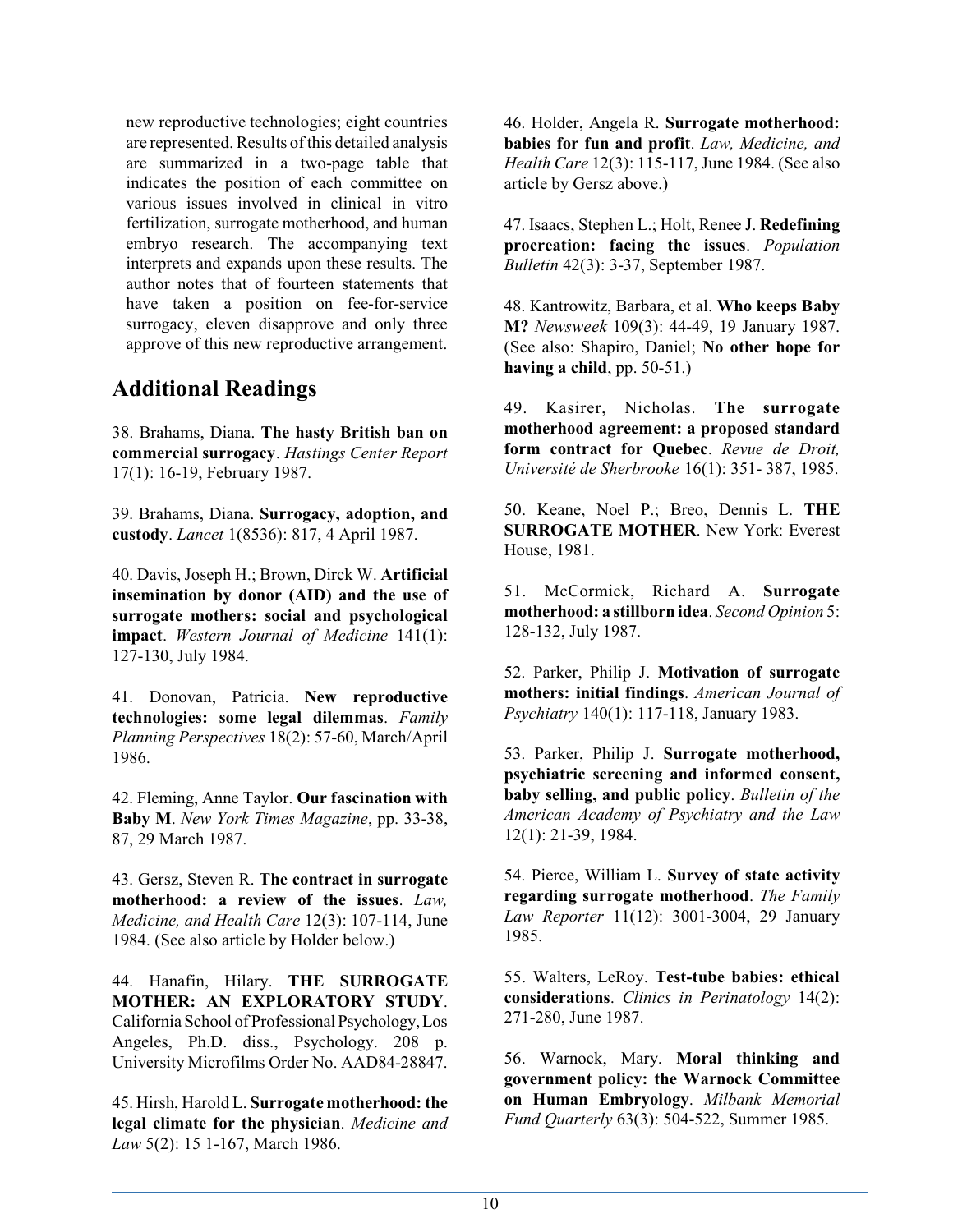new reproductive technologies; eight countries are represented. Results of this detailed analysis are summarized in a two-page table that indicates the position of each committee on various issues involved in clinical in vitro fertilization, surrogate motherhood, and human embryo research. The accompanying text interprets and expands upon these results. The author notes that of fourteen statements that have taken a position on fee-for-service surrogacy, eleven disapprove and only three approve of this new reproductive arrangement.

## Additional Readings

38. Brahams, Diana. **The hasty British ban on commercial surrogacy**. *Hastings Center Report* 17(1): 16-19, February 1987.

39. Brahams, Diana. **Surrogacy, adoption, and custody**. *Lancet* 1(8536): 817, 4 April 1987.

40. Davis, Joseph H.; Brown, Dirck W. **Artificial insemination by donor (AID) and the use of surrogate mothers: social and psychological impact**. *Western Journal of Medicine* 141(1): 127-130, July 1984.

41. Donovan, Patricia. **New reproductive technologies: some legal dilemmas**. *Family Planning Perspectives* 18(2): 57-60, March/April 1986.

42. Fleming, Anne Taylor. **Our fascination with Baby M**. *New York Times Magazine*, pp. 33-38, 87, 29 March 1987.

43. Gersz, Steven R. **The contract in surrogate motherhood: a review of the issues**. *Law, Medicine, and Health Care* 12(3): 107-114, June 1984. (See also article by Holder below.)

44. Hanafin, Hilary. **THE SURROGATE MOTHER: AN EXPLORATORY STUDY**. California School of Professional Psychology, Los Angeles, Ph.D. diss., Psychology. 208 p. University Microfilms Order No. AAD84-28847.

45. Hirsh, Harold L. **Surrogate motherhood: the legal climate for the physician**. *Medicine and Law* 5(2): 15 1-167, March 1986.

46. Holder, Angela R. **Surrogate motherhood: babies for fun and profit**. *Law, Medicine, and Health Care* 12(3): 115-117, June 1984. (See also article by Gersz above.)

47. Isaacs, Stephen L.; Holt, Renee J. **Redefining procreation: facing the issues**. *Population Bulletin* 42(3): 3-37, September 1987.

48. Kantrowitz, Barbara, et al. **Who keeps Baby M?** *Newsweek* 109(3): 44-49, 19 January 1987. (See also: Shapiro, Daniel; **No other hope for having a child**, pp. 50-51.)

49. Kasirer, Nicholas. **The surrogate motherhood agreement: a proposed standard form contract for Quebec**. *Revue de Droit, Université de Sherbrooke* 16(1): 351- 387, 1985.

50. Keane, Noel P.; Breo, Dennis L. **THE SURROGATE MOTHER**. New York: Everest House, 1981.

51. McCormick, Richard A. **Surrogate motherhood: a stillborn idea**. *Second Opinion* 5: 128-132, July 1987.

52. Parker, Philip J. **Motivation of surrogate mothers: initial findings**. *American Journal of Psychiatry* 140(1): 117-118, January 1983.

53. Parker, Philip J. **Surrogate motherhood, psychiatric screening and informed consent, baby selling, and public policy**. *Bulletin of the American Academy of Psychiatry and the Law* 12(1): 21-39, 1984.

54. Pierce, William L. **Survey of state activity regarding surrogate motherhood**. *The Family Law Reporter* 11(12): 3001-3004, 29 January 1985.

55. Walters, LeRoy. **Test-tube babies: ethical considerations**. *Clinics in Perinatology* 14(2): 271-280, June 1987.

56. Warnock, Mary. **Moral thinking and government policy: the Warnock Committee on Human Embryology**. *Milbank Memorial Fund Quarterly* 63(3): 504-522, Summer 1985.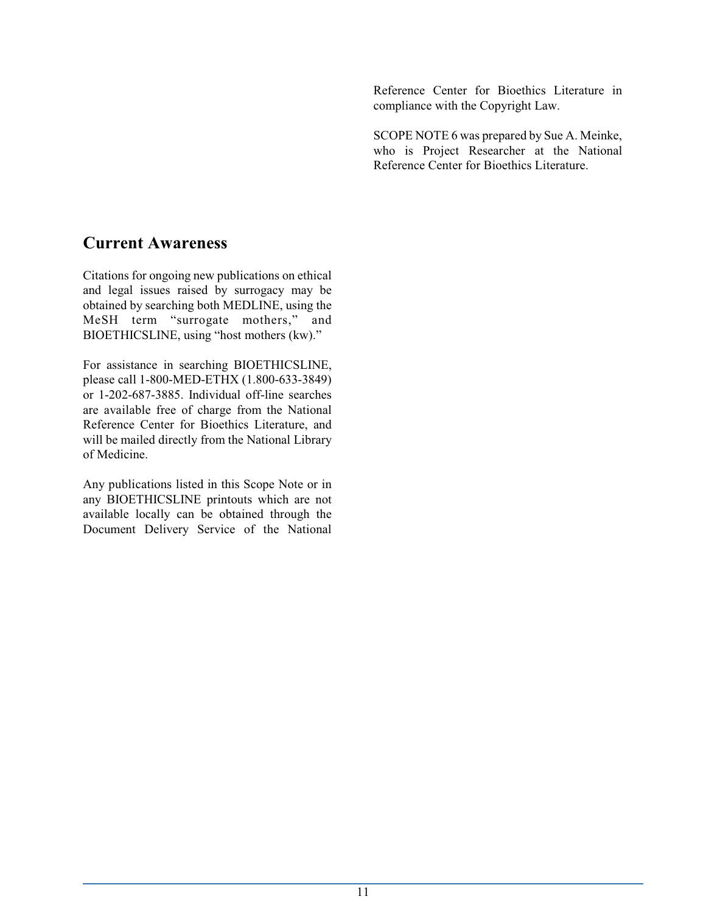## Current Awareness

Citations for ongoing new publications on ethical and legal issues raised by surrogacy may be obtained by searching both MEDLINE, using the MeSH term "surrogate mothers," and BIOETHICSLINE, using "host mothers (kw)."

For assistance in searching BIOETHICSLINE, please call 1-800-MED-ETHX (1.800-633-3849) or 1-202-687-3885. Individual off-line searches are available free of charge from the National Reference Center for Bioethics Literature, and will be mailed directly from the National Library of Medicine.

Any publications listed in this Scope Note or in any BIOETHICSLINE printouts which are not available locally can be obtained through the Document Delivery Service of the National Reference Center for Bioethics Literature in compliance with the Copyright Law.

SCOPE NOTE 6 was prepared by Sue A. Meinke, who is Project Researcher at the National Reference Center for Bioethics Literature.